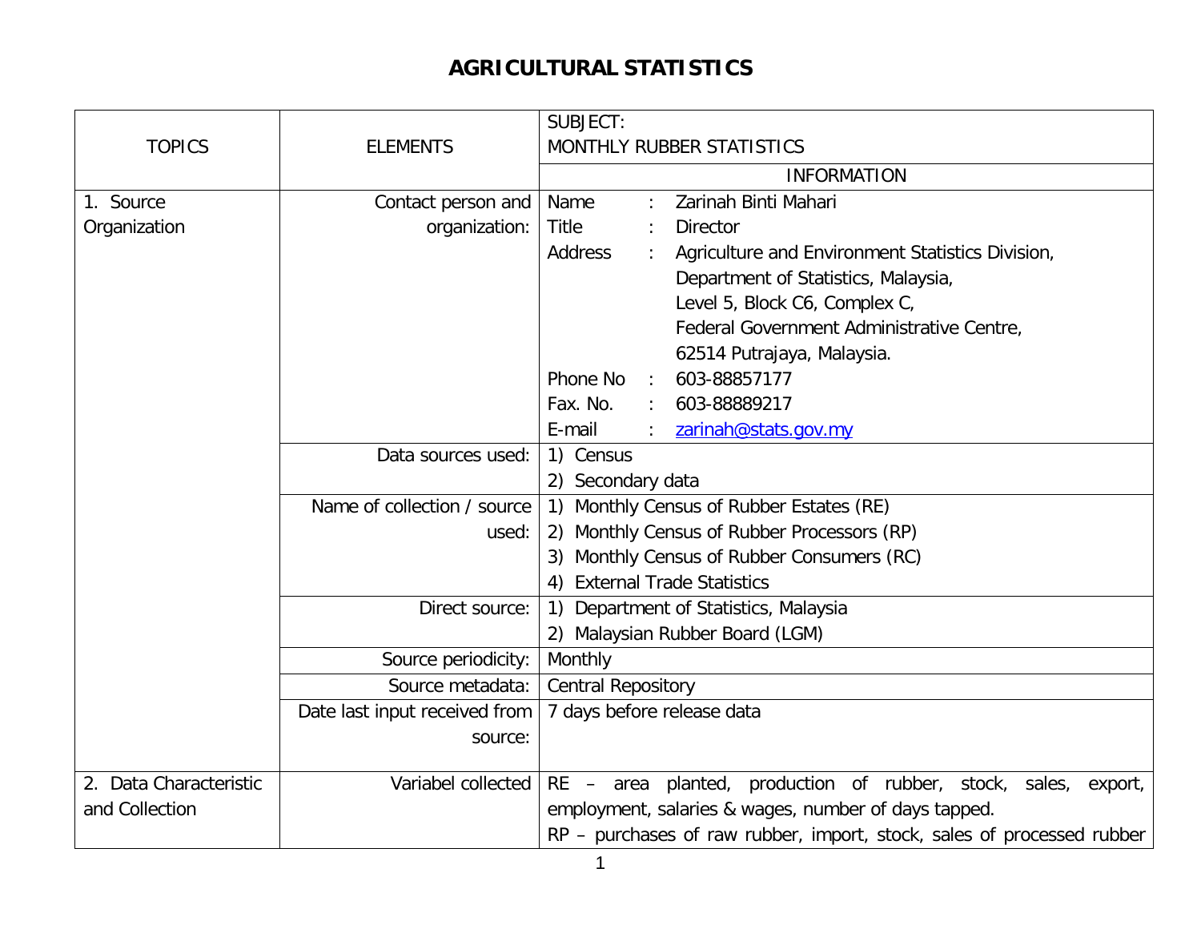# AGRICULTURAL STATISTICS

| TOPICS | ELEMENTS | SUBJECT: MONTHLY RUBBER STATISTICS<br>INFORMATION |
|---|---|---|
| 1. Source Organization | Contact person and organization: | Name : Zarinah Binti Mahari<br>Title : Director<br>Address : Agriculture and Environment Statistics Division, Department of Statistics, Malaysia, Level 5, Block C6, Complex C, Federal Government Administrative Centre, 62514 Putrajaya, Malaysia.<br>Phone No : 603-88857177<br>Fax. No. : 603-88889217<br>E-mail : zarinah@stats.gov.my |
| | Data sources used: | 1) Census<br>2) Secondary data |
| | Name of collection / source used: | 1) Monthly Census of Rubber Estates (RE)<br>2) Monthly Census of Rubber Processors (RP)<br>3) Monthly Census of Rubber Consumers (RC)<br>4) External Trade Statistics |
| | Direct source: | 1) Department of Statistics, Malaysia<br>2) Malaysian Rubber Board (LGM) |
| | Source periodicity: | Monthly |
| | Source metadata: | Central Repository |
| | Date last input received from source: | 7 days before release data |
| 2. Data Characteristic and Collection | Variabel collected | RE – area planted, production of rubber, stock, sales, export, employment, salaries & wages, number of days tapped.<br>RP – purchases of raw rubber, import, stock, sales of processed rubber |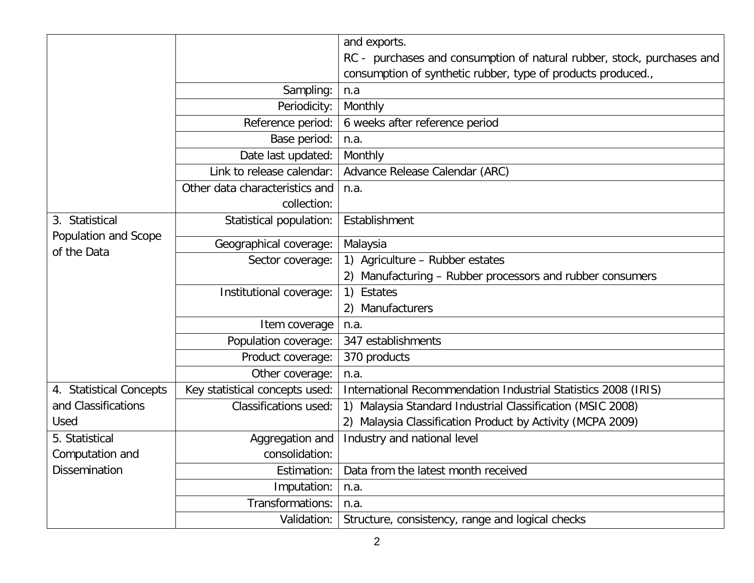| | | |
|---|---|---|
| | | and exports.<br>RC - purchases and consumption of natural rubber, stock, purchases and consumption of synthetic rubber, type of products produced., |
| | Sampling: | n.a |
| | Periodicity: | Monthly |
| | Reference period: | 6 weeks after reference period |
| | Base period: | n.a. |
| | Date last updated: | Monthly |
| | Link to release calendar: | Advance Release Calendar (ARC) |
| | Other data characteristics and collection: | n.a. |
| 3. Statistical Population and Scope of the Data | Statistical population: | Establishment |
| | Geographical coverage: | Malaysia |
| | Sector coverage: | 1) Agriculture – Rubber estates<br>2) Manufacturing – Rubber processors and rubber consumers |
| | Institutional coverage: | 1) Estates<br>2) Manufacturers |
| | Item coverage | n.a. |
| | Population coverage: | 347 establishments |
| | Product coverage: | 370 products |
| | Other coverage: | n.a. |
| 4. Statistical Concepts and Classifications Used | Key statistical concepts used: | International Recommendation Industrial Statistics 2008 (IRIS) |
| | Classifications used: | 1) Malaysia Standard Industrial Classification (MSIC 2008)<br>2) Malaysia Classification Product by Activity (MCPA 2009) |
| 5. Statistical Computation and Dissemination | Aggregation and consolidation: | Industry and national level |
| | Estimation: | Data from the latest month received |
| | Imputation: | n.a. |
| | Transformations: | n.a. |
| | Validation: | Structure, consistency, range and logical checks |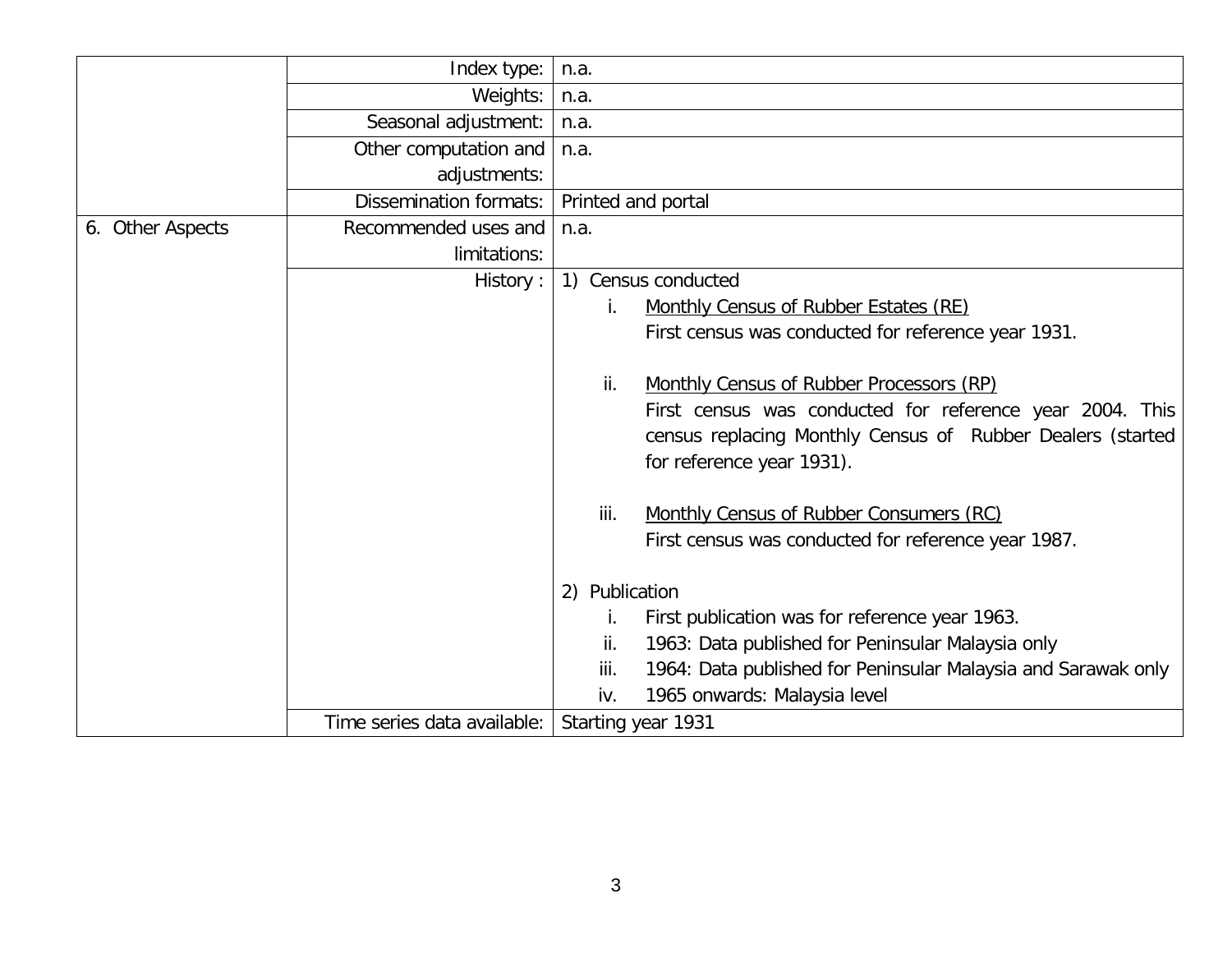| | | |
|---|---|---|
| | Index type: | n.a. |
| | Weights: | n.a. |
| | Seasonal adjustment: | n.a. |
| | Other computation and adjustments: | n.a. |
| | Dissemination formats: | Printed and portal |
| 6. Other Aspects | Recommended uses and limitations: | n.a. |
| | History : | 1) Census conducted<br>i. Monthly Census of Rubber Estates (RE)<br>First census was conducted for reference year 1931.<br><br>ii. Monthly Census of Rubber Processors (RP)<br>First census was conducted for reference year 2004. This census replacing Monthly Census of Rubber Dealers (started for reference year 1931).<br><br>iii. Monthly Census of Rubber Consumers (RC)<br>First census was conducted for reference year 1987.<br><br>2) Publication<br>i. First publication was for reference year 1963.<br>ii. 1963: Data published for Peninsular Malaysia only<br>iii. 1964: Data published for Peninsular Malaysia and Sarawak only<br>iv. 1965 onwards: Malaysia level |
| | Time series data available: | Starting year 1931 |